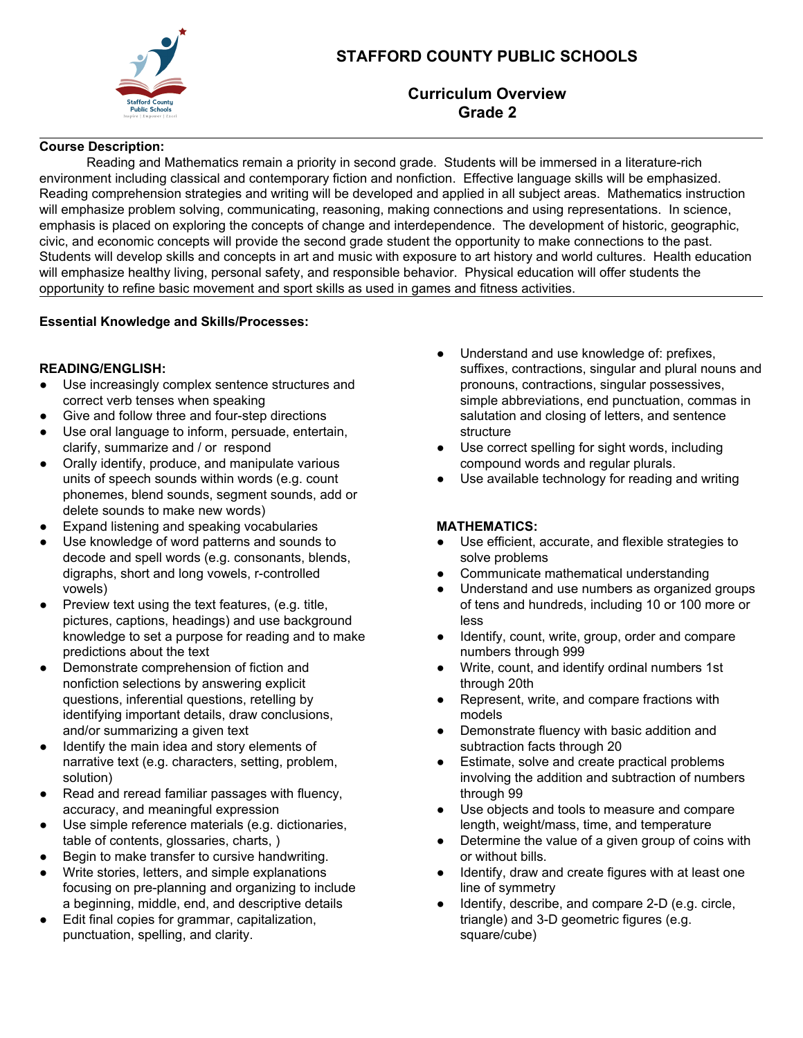# STAFFORD COUNTY PUBLIC SCHOOLS

## Curriculum Overview
## Grade 2

**Course Description:**

Reading and Mathematics remain a priority in second grade. Students will be immersed in a literature-rich environment including classical and contemporary fiction and nonfiction. Effective language skills will be emphasized. Reading comprehension strategies and writing will be developed and applied in all subject areas. Mathematics instruction will emphasize problem solving, communicating, reasoning, making connections and using representations. In science, emphasis is placed on exploring the concepts of change and interdependence. The development of historic, geographic, civic, and economic concepts will provide the second grade student the opportunity to make connections to the past. Students will develop skills and concepts in art and music with exposure to art history and world cultures. Health education will emphasize healthy living, personal safety, and responsible behavior. Physical education will offer students the opportunity to refine basic movement and sport skills as used in games and fitness activities.

**Essential Knowledge and Skills/Processes:**

**READING/ENGLISH:**

- Use increasingly complex sentence structures and correct verb tenses when speaking
- Give and follow three and four-step directions
- Use oral language to inform, persuade, entertain, clarify, summarize and / or respond
- Orally identify, produce, and manipulate various units of speech sounds within words (e.g. count phonemes, blend sounds, segment sounds, add or delete sounds to make new words)
- Expand listening and speaking vocabularies
- Use knowledge of word patterns and sounds to decode and spell words (e.g. consonants, blends, digraphs, short and long vowels, r-controlled vowels)
- Preview text using the text features, (e.g. title, pictures, captions, headings) and use background knowledge to set a purpose for reading and to make predictions about the text
- Demonstrate comprehension of fiction and nonfiction selections by answering explicit questions, inferential questions, retelling by identifying important details, draw conclusions, and/or summarizing a given text
- Identify the main idea and story elements of narrative text (e.g. characters, setting, problem, solution)
- Read and reread familiar passages with fluency, accuracy, and meaningful expression
- Use simple reference materials (e.g. dictionaries, table of contents, glossaries, charts, )
- Begin to make transfer to cursive handwriting.
- Write stories, letters, and simple explanations focusing on pre-planning and organizing to include a beginning, middle, end, and descriptive details
- Edit final copies for grammar, capitalization, punctuation, spelling, and clarity.
- Understand and use knowledge of: prefixes, suffixes, contractions, singular and plural nouns and pronouns, contractions, singular possessives, simple abbreviations, end punctuation, commas in salutation and closing of letters, and sentence structure
- Use correct spelling for sight words, including compound words and regular plurals.
- Use available technology for reading and writing

**MATHEMATICS:**

- Use efficient, accurate, and flexible strategies to solve problems
- Communicate mathematical understanding
- Understand and use numbers as organized groups of tens and hundreds, including 10 or 100 more or less
- Identify, count, write, group, order and compare numbers through 999
- Write, count, and identify ordinal numbers 1st through 20th
- Represent, write, and compare fractions with models
- Demonstrate fluency with basic addition and subtraction facts through 20
- Estimate, solve and create practical problems involving the addition and subtraction of numbers through 99
- Use objects and tools to measure and compare length, weight/mass, time, and temperature
- Determine the value of a given group of coins with or without bills.
- Identify, draw and create figures with at least one line of symmetry
- Identify, describe, and compare 2-D (e.g. circle, triangle) and 3-D geometric figures (e.g. square/cube)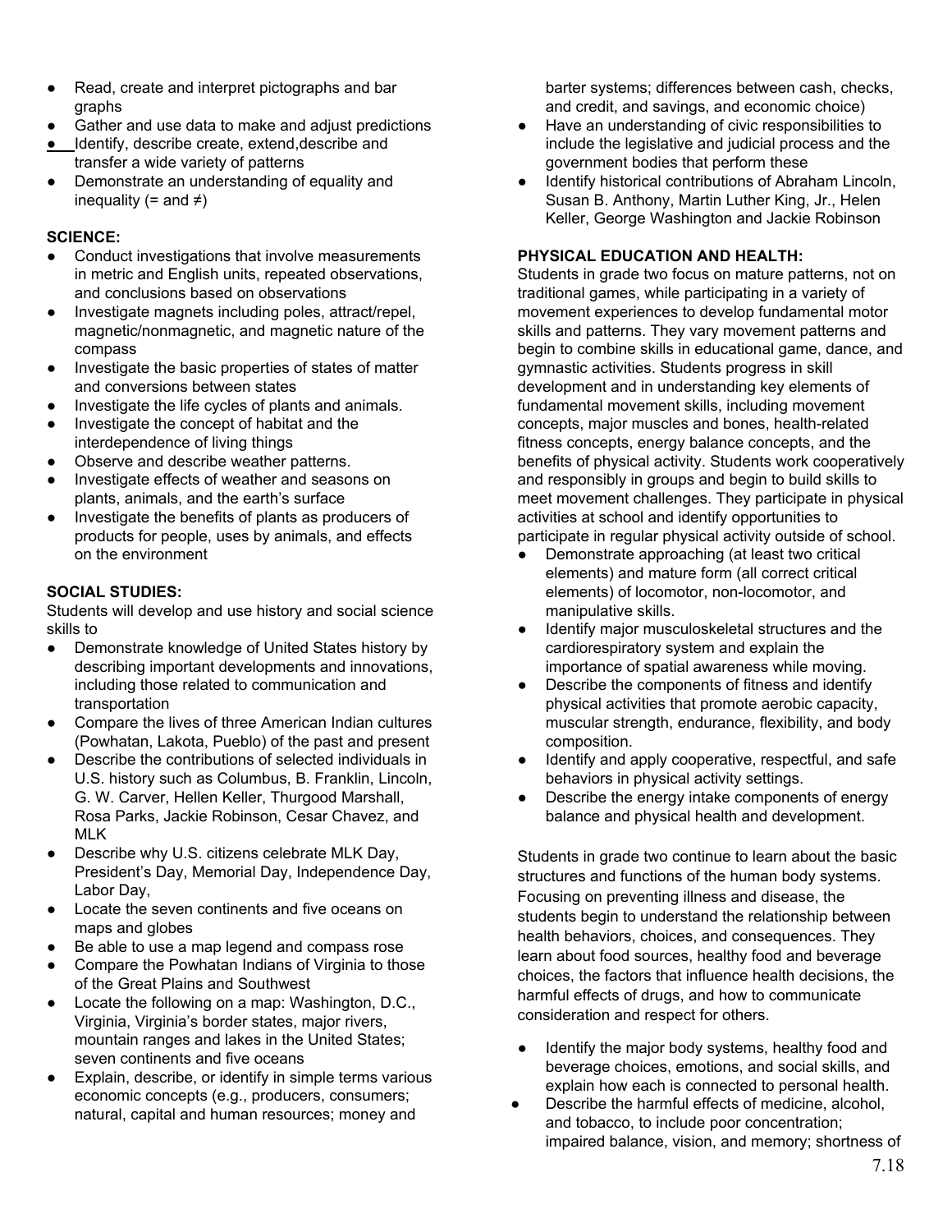- Read, create and interpret pictographs and bar graphs
- Gather and use data to make and adjust predictions
- Identify, describe create, extend,describe and transfer a wide variety of patterns
- Demonstrate an understanding of equality and inequality (= and ≠)

**SCIENCE:**

- Conduct investigations that involve measurements in metric and English units, repeated observations, and conclusions based on observations
- Investigate magnets including poles, attract/repel, magnetic/nonmagnetic, and magnetic nature of the compass
- Investigate the basic properties of states of matter and conversions between states
- Investigate the life cycles of plants and animals.
- Investigate the concept of habitat and the interdependence of living things
- Observe and describe weather patterns.
- Investigate effects of weather and seasons on plants, animals, and the earth's surface
- Investigate the benefits of plants as producers of products for people, uses by animals, and effects on the environment

**SOCIAL STUDIES:**

Students will develop and use history and social science skills to

- Demonstrate knowledge of United States history by describing important developments and innovations, including those related to communication and transportation
- Compare the lives of three American Indian cultures (Powhatan, Lakota, Pueblo) of the past and present
- Describe the contributions of selected individuals in U.S. history such as Columbus, B. Franklin, Lincoln, G. W. Carver, Hellen Keller, Thurgood Marshall, Rosa Parks, Jackie Robinson, Cesar Chavez, and MLK
- Describe why U.S. citizens celebrate MLK Day, President's Day, Memorial Day, Independence Day, Labor Day,
- Locate the seven continents and five oceans on maps and globes
- Be able to use a map legend and compass rose
- Compare the Powhatan Indians of Virginia to those of the Great Plains and Southwest
- Locate the following on a map: Washington, D.C., Virginia, Virginia's border states, major rivers, mountain ranges and lakes in the United States; seven continents and five oceans
- Explain, describe, or identify in simple terms various economic concepts (e.g., producers, consumers; natural, capital and human resources; money and barter systems; differences between cash, checks, and credit, and savings, and economic choice)
- Have an understanding of civic responsibilities to include the legislative and judicial process and the government bodies that perform these
- Identify historical contributions of Abraham Lincoln, Susan B. Anthony, Martin Luther King, Jr., Helen Keller, George Washington and Jackie Robinson

**PHYSICAL EDUCATION AND HEALTH:**

Students in grade two focus on mature patterns, not on traditional games, while participating in a variety of movement experiences to develop fundamental motor skills and patterns. They vary movement patterns and begin to combine skills in educational game, dance, and gymnastic activities. Students progress in skill development and in understanding key elements of fundamental movement skills, including movement concepts, major muscles and bones, health-related fitness concepts, energy balance concepts, and the benefits of physical activity. Students work cooperatively and responsibly in groups and begin to build skills to meet movement challenges. They participate in physical activities at school and identify opportunities to participate in regular physical activity outside of school.

- Demonstrate approaching (at least two critical elements) and mature form (all correct critical elements) of locomotor, non-locomotor, and manipulative skills.
- Identify major musculoskeletal structures and the cardiorespiratory system and explain the importance of spatial awareness while moving.
- Describe the components of fitness and identify physical activities that promote aerobic capacity, muscular strength, endurance, flexibility, and body composition.
- Identify and apply cooperative, respectful, and safe behaviors in physical activity settings.
- Describe the energy intake components of energy balance and physical health and development.

Students in grade two continue to learn about the basic structures and functions of the human body systems. Focusing on preventing illness and disease, the students begin to understand the relationship between health behaviors, choices, and consequences. They learn about food sources, healthy food and beverage choices, the factors that influence health decisions, the harmful effects of drugs, and how to communicate consideration and respect for others.

- Identify the major body systems, healthy food and beverage choices, emotions, and social skills, and explain how each is connected to personal health.
- Describe the harmful effects of medicine, alcohol, and tobacco, to include poor concentration; impaired balance, vision, and memory; shortness of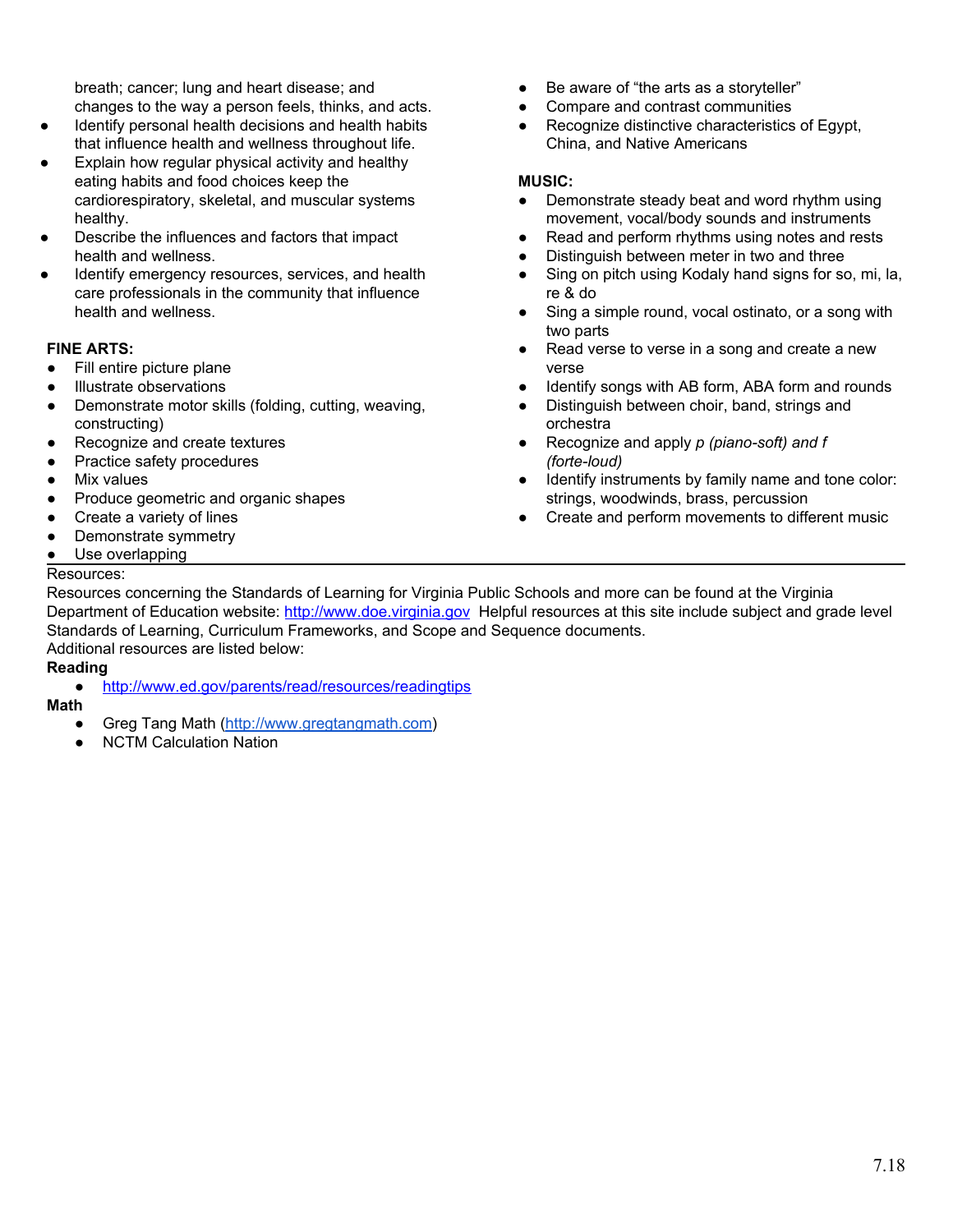breath; cancer; lung and heart disease; and changes to the way a person feels, thinks, and acts.

- Identify personal health decisions and health habits that influence health and wellness throughout life.
- Explain how regular physical activity and healthy eating habits and food choices keep the cardiorespiratory, skeletal, and muscular systems healthy.
- Describe the influences and factors that impact health and wellness.
- Identify emergency resources, services, and health care professionals in the community that influence health and wellness.

**FINE ARTS:**

- Fill entire picture plane
- Illustrate observations
- Demonstrate motor skills (folding, cutting, weaving, constructing)
- Recognize and create textures
- Practice safety procedures
- Mix values
- Produce geometric and organic shapes
- Create a variety of lines
- Demonstrate symmetry
- Use overlapping
- Be aware of "the arts as a storyteller"
- Compare and contrast communities
- Recognize distinctive characteristics of Egypt, China, and Native Americans

**MUSIC:**

- Demonstrate steady beat and word rhythm using movement, vocal/body sounds and instruments
- Read and perform rhythms using notes and rests
- Distinguish between meter in two and three
- Sing on pitch using Kodaly hand signs for so, mi, la, re & do
- Sing a simple round, vocal ostinato, or a song with two parts
- Read verse to verse in a song and create a new verse
- Identify songs with AB form, ABA form and rounds
- Distinguish between choir, band, strings and orchestra
- Recognize and apply *p (piano-soft) and f (forte-loud)*
- Identify instruments by family name and tone color: strings, woodwinds, brass, percussion
- Create and perform movements to different music

---

Resources:

Resources concerning the Standards of Learning for Virginia Public Schools and more can be found at the Virginia Department of Education website: http://www.doe.virginia.gov Helpful resources at this site include subject and grade level Standards of Learning, Curriculum Frameworks, and Scope and Sequence documents.

Additional resources are listed below:

**Reading**

- http://www.ed.gov/parents/read/resources/readingtips

**Math**

- Greg Tang Math (http://www.gregtangmath.com)
- NCTM Calculation Nation